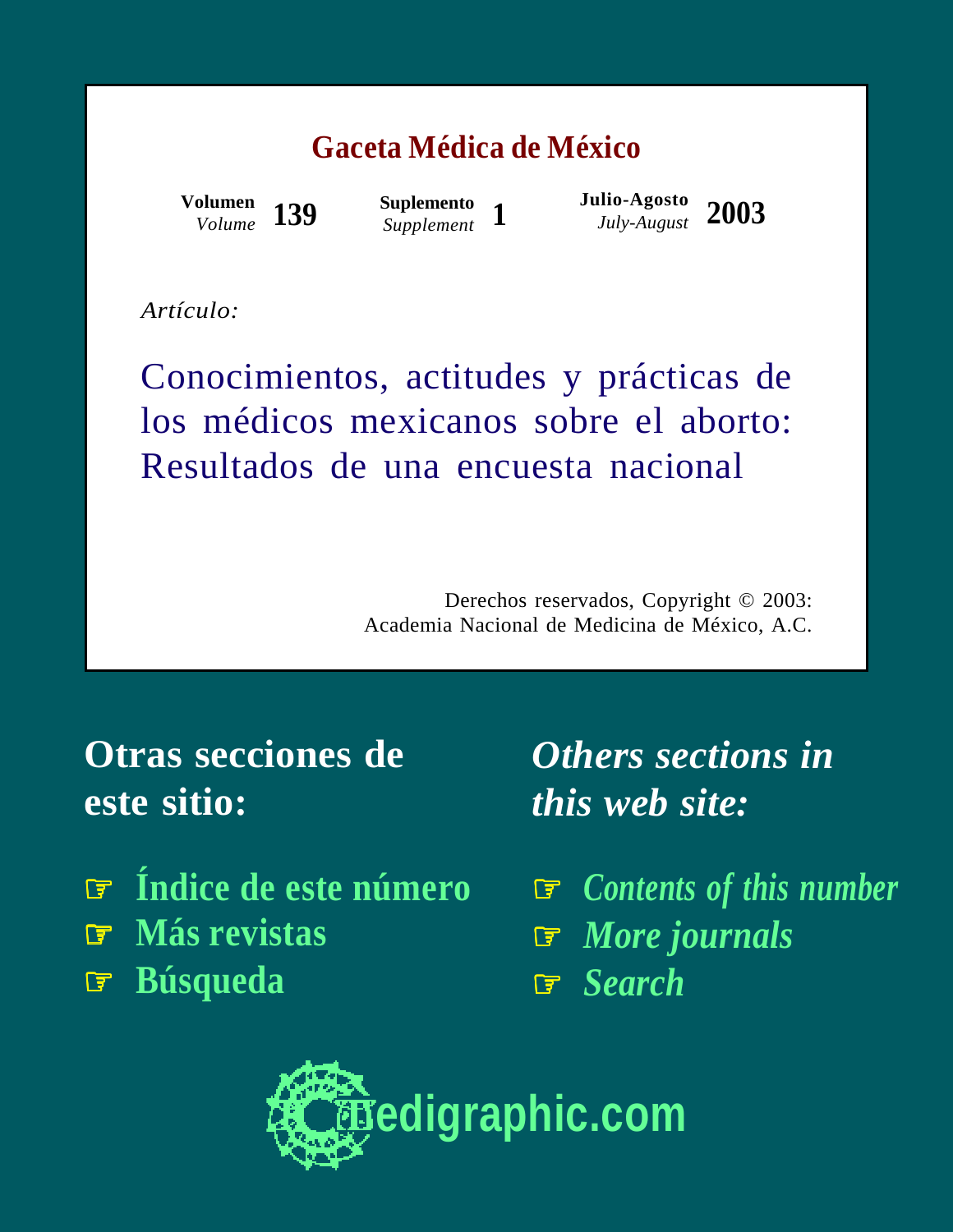# Gaceta Médica de México

**Volumen** *Volume* **139** **Suplemento** *Supplement* **1** **Julio-Agosto** *July-August* **2003**

*Artículo:*

## Conocimientos, actitudes y prácticas de los médicos mexicanos sobre el aborto: Resultados de una encuesta nacional

Derechos reservados, Copyright © 2003:
Academia Nacional de Medicina de México, A.C.

**Otras secciones de este sitio:**

- ☞ Índice de este número
- ☞ Más revistas
- ☞ Búsqueda

***Others sections in this web site:***

- ☞ *Contents of this number*
- ☞ *More journals*
- ☞ *Search*

medigraphic.com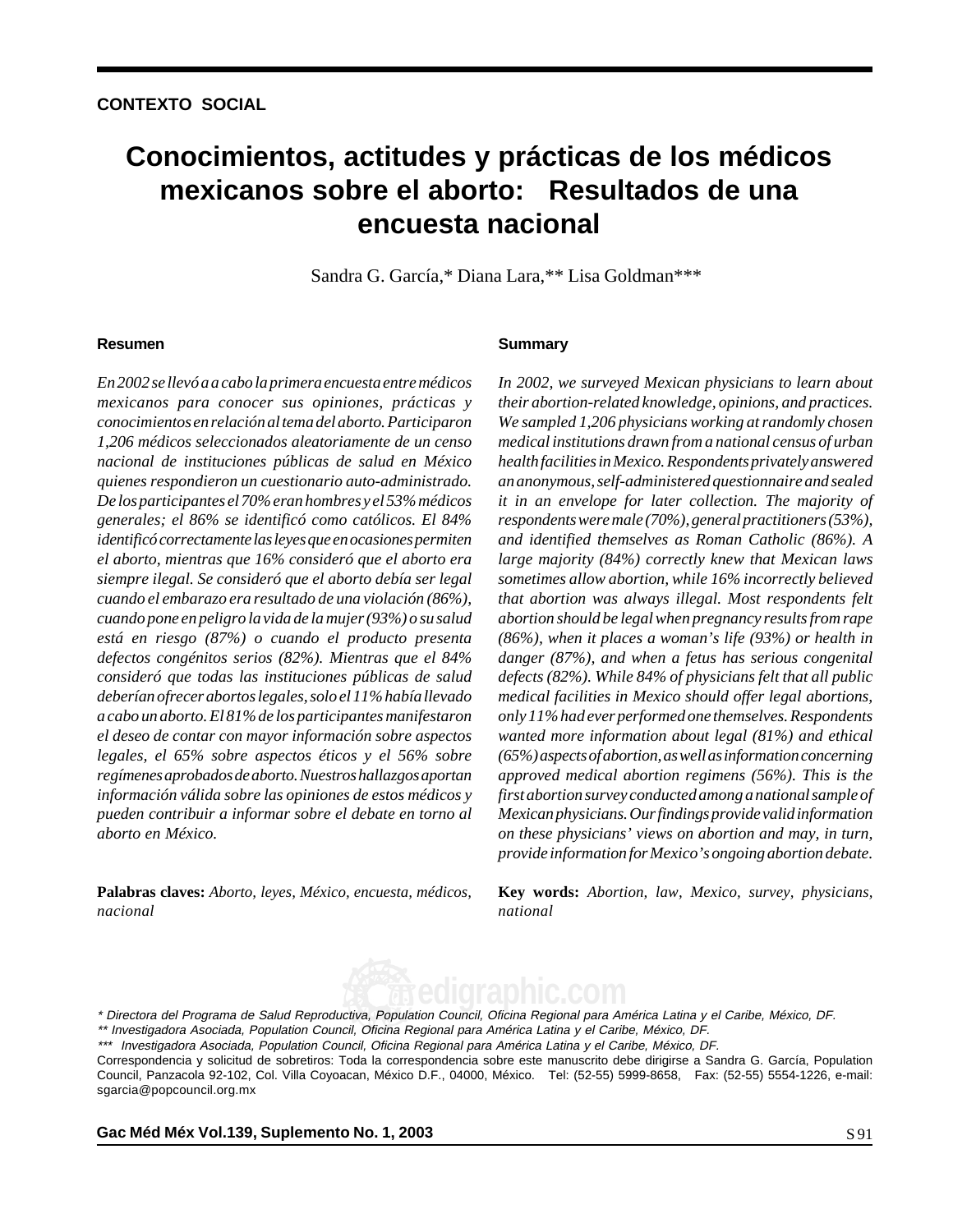**CONTEXTO SOCIAL**

# Conocimientos, actitudes y prácticas de los médicos mexicanos sobre el aborto: Resultados de una encuesta nacional

Sandra G. García,* Diana Lara,** Lisa Goldman***

## Resumen

*En 2002 se llevó a a cabo la primera encuesta entre médicos mexicanos para conocer sus opiniones, prácticas y conocimientos en relación al tema del aborto. Participaron 1,206 médicos seleccionados aleatoriamente de un censo nacional de instituciones públicas de salud en México quienes respondieron un cuestionario auto-administrado. De los participantes el 70% eran hombres y el 53% médicos generales; el 86% se identificó como católicos. El 84% identificó correctamente las leyes que en ocasiones permiten el aborto, mientras que 16% consideró que el aborto era siempre ilegal. Se consideró que el aborto debía ser legal cuando el embarazo era resultado de una violación (86%), cuando pone en peligro la vida de la mujer (93%) o su salud está en riesgo (87%) o cuando el producto presenta defectos congénitos serios (82%). Mientras que el 84% consideró que todas las instituciones públicas de salud deberían ofrecer abortos legales, solo el 11% había llevado a cabo un aborto. El 81% de los participantes manifestaron el deseo de contar con mayor información sobre aspectos legales, el 65% sobre aspectos éticos y el 56% sobre regímenes aprobados de aborto. Nuestros hallazgos aportan información válida sobre las opiniones de estos médicos y pueden contribuir a informar sobre el debate en torno al aborto en México.*

**Palabras claves:** *Aborto, leyes, México, encuesta, médicos, nacional*

## Summary

*In 2002, we surveyed Mexican physicians to learn about their abortion-related knowledge, opinions, and practices. We sampled 1,206 physicians working at randomly chosen medical institutions drawn from a national census of urban health facilities in Mexico. Respondents privately answered an anonymous, self-administered questionnaire and sealed it in an envelope for later collection. The majority of respondents were male (70%), general practitioners (53%), and identified themselves as Roman Catholic (86%). A large majority (84%) correctly knew that Mexican laws sometimes allow abortion, while 16% incorrectly believed that abortion was always illegal. Most respondents felt abortion should be legal when pregnancy results from rape (86%), when it places a woman's life (93%) or health in danger (87%), and when a fetus has serious congenital defects (82%). While 84% of physicians felt that all public medical facilities in Mexico should offer legal abortions, only 11% had ever performed one themselves. Respondents wanted more information about legal (81%) and ethical (65%) aspects of abortion, as well as information concerning approved medical abortion regimens (56%). This is the first abortion survey conducted among a national sample of Mexican physicians. Our findings provide valid information on these physicians' views on abortion and may, in turn, provide information for Mexico's ongoing abortion debate.*

**Key words:** *Abortion, law, Mexico, survey, physicians, national*

---

*\* Directora del Programa de Salud Reproductiva, Population Council, Oficina Regional para América Latina y el Caribe, México, DF.*

*\*\* Investigadora Asociada, Population Council, Oficina Regional para América Latina y el Caribe, México, DF.*

*\*\*\* Investigadora Asociada, Population Council, Oficina Regional para América Latina y el Caribe, México, DF.*

Correspondencia y solicitud de sobretiros: Toda la correspondencia sobre este manuscrito debe dirigirse a Sandra G. García, Population Council, Panzacola 92-102, Col. Villa Coyoacan, México D.F., 04000, México. Tel: (52-55) 5999-8658, Fax: (52-55) 5554-1226, e-mail: sgarcia@popcouncil.org.mx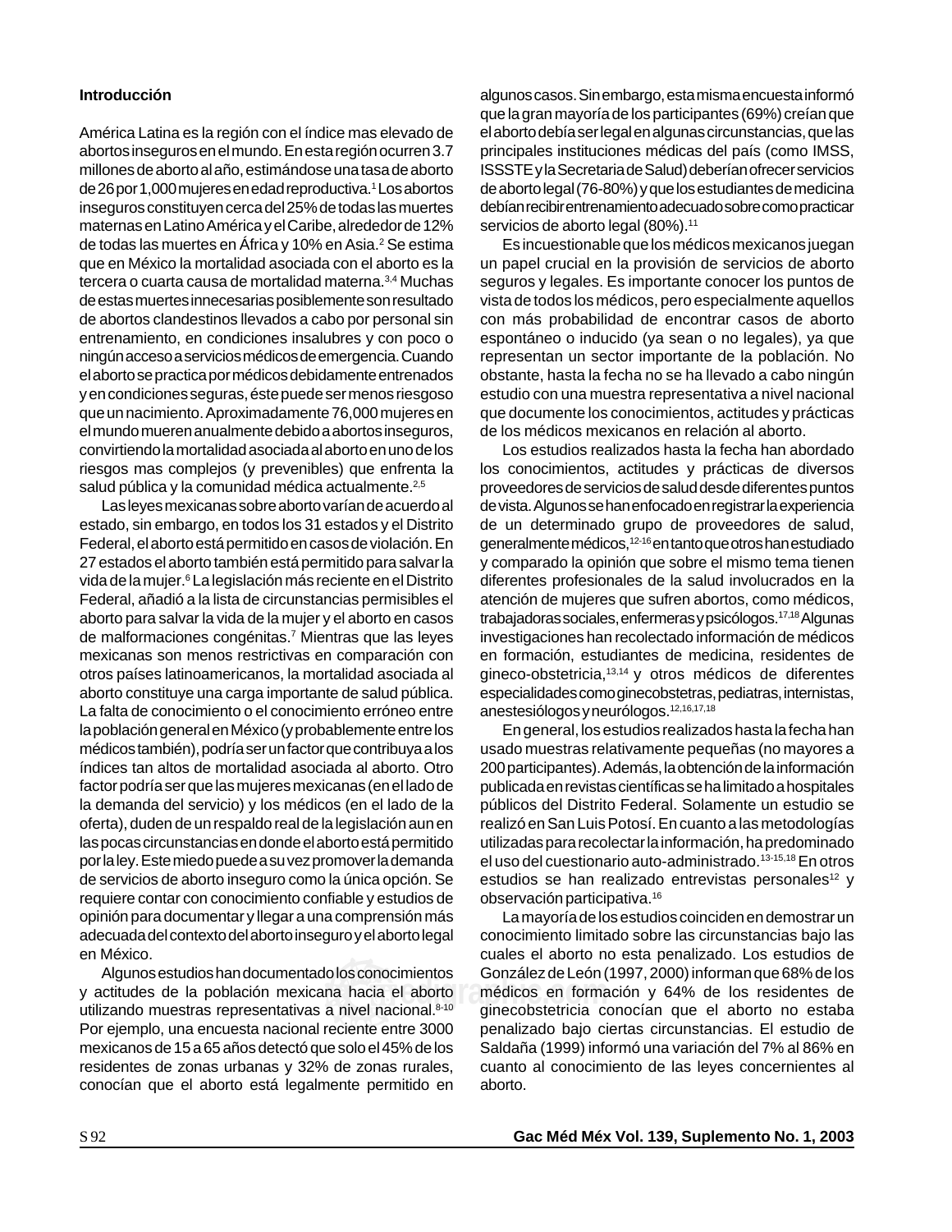## Introducción

América Latina es la región con el índice mas elevado de abortos inseguros en el mundo. En esta región ocurren 3.7 millones de aborto al año, estimándose una tasa de aborto de 26 por 1,000 mujeres en edad reproductiva.[1] Los abortos inseguros constituyen cerca del 25% de todas las muertes maternas en Latino América y el Caribe, alrededor de 12% de todas las muertes en África y 10% en Asia.[2] Se estima que en México la mortalidad asociada con el aborto es la tercera o cuarta causa de mortalidad materna.[3,4] Muchas de estas muertes innecesarias posiblemente son resultado de abortos clandestinos llevados a cabo por personal sin entrenamiento, en condiciones insalubres y con poco o ningún acceso a servicios médicos de emergencia. Cuando el aborto se practica por médicos debidamente entrenados y en condiciones seguras, éste puede ser menos riesgoso que un nacimiento. Aproximadamente 76,000 mujeres en el mundo mueren anualmente debido a abortos inseguros, convirtiendo la mortalidad asociada al aborto en uno de los riesgos mas complejos (y prevenibles) que enfrenta la salud pública y la comunidad médica actualmente.[2,5]

Las leyes mexicanas sobre aborto varían de acuerdo al estado, sin embargo, en todos los 31 estados y el Distrito Federal, el aborto está permitido en casos de violación. En 27 estados el aborto también está permitido para salvar la vida de la mujer.[6] La legislación más reciente en el Distrito Federal, añadió a la lista de circunstancias permisibles el aborto para salvar la vida de la mujer y el aborto en casos de malformaciones congénitas.[7] Mientras que las leyes mexicanas son menos restrictivas en comparación con otros países latinoamericanos, la mortalidad asociada al aborto constituye una carga importante de salud pública. La falta de conocimiento o el conocimiento erróneo entre la población general en México (y probablemente entre los médicos también), podría ser un factor que contribuya a los índices tan altos de mortalidad asociada al aborto. Otro factor podría ser que las mujeres mexicanas (en el lado de la demanda del servicio) y los médicos (en el lado de la oferta), duden de un respaldo real de la legislación aun en las pocas circunstancias en donde el aborto está permitido por la ley. Este miedo puede a su vez promover la demanda de servicios de aborto inseguro como la única opción. Se requiere contar con conocimiento confiable y estudios de opinión para documentar y llegar a una comprensión más adecuada del contexto del aborto inseguro y el aborto legal en México.

Algunos estudios han documentado los conocimientos y actitudes de la población mexicana hacia el aborto utilizando muestras representativas a nivel nacional.[8-10] Por ejemplo, una encuesta nacional reciente entre 3000 mexicanos de 15 a 65 años detectó que solo el 45% de los residentes de zonas urbanas y 32% de zonas rurales, conocían que el aborto está legalmente permitido en algunos casos. Sin embargo, esta misma encuesta informó que la gran mayoría de los participantes (69%) creían que el aborto debía ser legal en algunas circunstancias, que las principales instituciones médicas del país (como IMSS, ISSSTE y la Secretaria de Salud) deberían ofrecer servicios de aborto legal (76-80%) y que los estudiantes de medicina debían recibir entrenamiento adecuado sobre como practicar servicios de aborto legal (80%).[11]

Es incuestionable que los médicos mexicanos juegan un papel crucial en la provisión de servicios de aborto seguros y legales. Es importante conocer los puntos de vista de todos los médicos, pero especialmente aquellos con más probabilidad de encontrar casos de aborto espontáneo o inducido (ya sean o no legales), ya que representan un sector importante de la población. No obstante, hasta la fecha no se ha llevado a cabo ningún estudio con una muestra representativa a nivel nacional que documente los conocimientos, actitudes y prácticas de los médicos mexicanos en relación al aborto.

Los estudios realizados hasta la fecha han abordado los conocimientos, actitudes y prácticas de diversos proveedores de servicios de salud desde diferentes puntos de vista. Algunos se han enfocado en registrar la experiencia de un determinado grupo de proveedores de salud, generalmente médicos,[12-16] en tanto que otros han estudiado y comparado la opinión que sobre el mismo tema tienen diferentes profesionales de la salud involucrados en la atención de mujeres que sufren abortos, como médicos, trabajadoras sociales, enfermeras y psicólogos.[17,18] Algunas investigaciones han recolectado información de médicos en formación, estudiantes de medicina, residentes de gineco-obstetricia,[13,14] y otros médicos de diferentes especialidades como ginecobstetras, pediatras, internistas, anestesiólogos y neurólogos.[12,16,17,18]

En general, los estudios realizados hasta la fecha han usado muestras relativamente pequeñas (no mayores a 200 participantes). Además, la obtención de la información publicada en revistas científicas se ha limitado a hospitales públicos del Distrito Federal. Solamente un estudio se realizó en San Luis Potosí. En cuanto a las metodologías utilizadas para recolectar la información, ha predominado el uso del cuestionario auto-administrado.[13-15,18] En otros estudios se han realizado entrevistas personales[12] y observación participativa.[16]

La mayoría de los estudios coinciden en demostrar un conocimiento limitado sobre las circunstancias bajo las cuales el aborto no esta penalizado. Los estudios de González de León (1997, 2000) informan que 68% de los médicos en formación y 64% de los residentes de ginecobstetricia conocían que el aborto no estaba penalizado bajo ciertas circunstancias. El estudio de Saldaña (1999) informó una variación del 7% al 86% en cuanto al conocimiento de las leyes concernientes al aborto.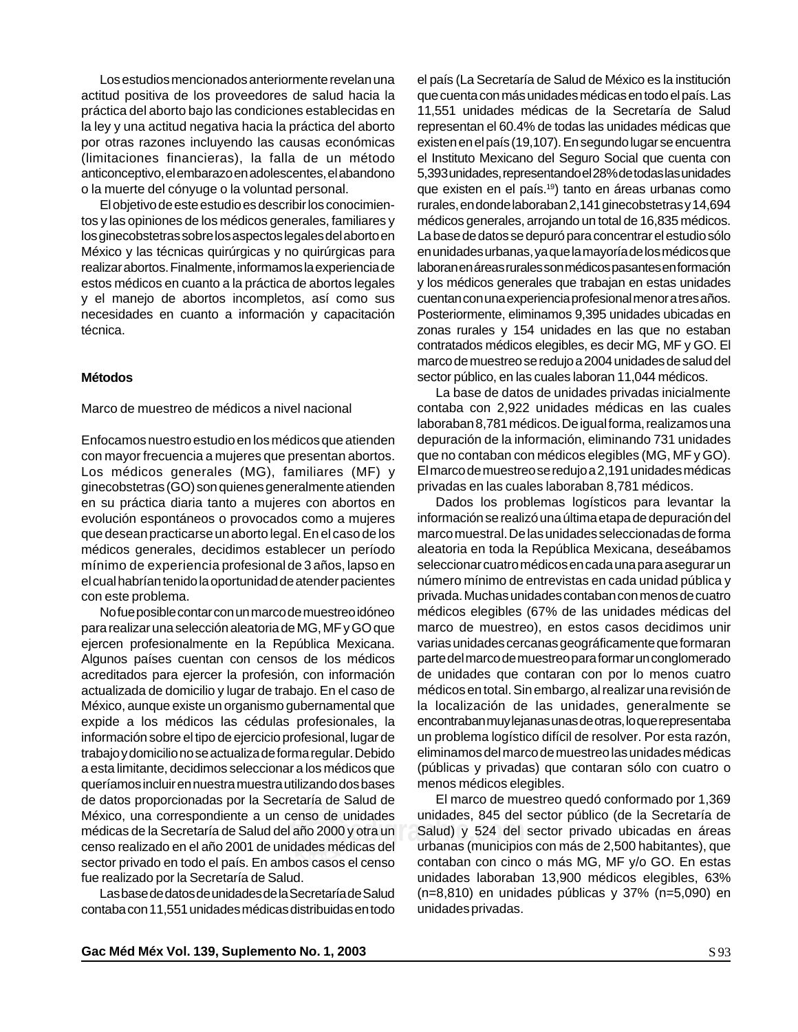Los estudios mencionados anteriormente revelan una actitud positiva de los proveedores de salud hacia la práctica del aborto bajo las condiciones establecidas en la ley y una actitud negativa hacia la práctica del aborto por otras razones incluyendo las causas económicas (limitaciones financieras), la falla de un método anticonceptivo, el embarazo en adolescentes, el abandono o la muerte del cónyuge o la voluntad personal.

El objetivo de este estudio es describir los conocimientos y las opiniones de los médicos generales, familiares y los ginecobstetras sobre los aspectos legales del aborto en México y las técnicas quirúrgicas y no quirúrgicas para realizar abortos. Finalmente, informamos la experiencia de estos médicos en cuanto a la práctica de abortos legales y el manejo de abortos incompletos, así como sus necesidades en cuanto a información y capacitación técnica.

## Métodos

### Marco de muestreo de médicos a nivel nacional

Enfocamos nuestro estudio en los médicos que atienden con mayor frecuencia a mujeres que presentan abortos. Los médicos generales (MG), familiares (MF) y ginecobstetras (GO) son quienes generalmente atienden en su práctica diaria tanto a mujeres con abortos en evolución espontáneos o provocados como a mujeres que desean practicarse un aborto legal. En el caso de los médicos generales, decidimos establecer un período mínimo de experiencia profesional de 3 años, lapso en el cual habrían tenido la oportunidad de atender pacientes con este problema.

No fue posible contar con un marco de muestreo idóneo para realizar una selección aleatoria de MG, MF y GO que ejercen profesionalmente en la República Mexicana. Algunos países cuentan con censos de los médicos acreditados para ejercer la profesión, con información actualizada de domicilio y lugar de trabajo. En el caso de México, aunque existe un organismo gubernamental que expide a los médicos las cédulas profesionales, la información sobre el tipo de ejercicio profesional, lugar de trabajo y domicilio no se actualiza de forma regular. Debido a esta limitante, decidimos seleccionar a los médicos que queríamos incluir en nuestra muestra utilizando dos bases de datos proporcionadas por la Secretaría de Salud de México, una correspondiente a un censo de unidades médicas de la Secretaría de Salud del año 2000 y otra un censo realizado en el año 2001 de unidades médicas del sector privado en todo el país. En ambos casos el censo fue realizado por la Secretaría de Salud.

Las base de datos de unidades de la Secretaría de Salud contaba con 11,551 unidades médicas distribuidas en todo el país (La Secretaría de Salud de México es la institución que cuenta con más unidades médicas en todo el país. Las 11,551 unidades médicas de la Secretaría de Salud representan el 60.4% de todas las unidades médicas que existen en el país (19,107). En segundo lugar se encuentra el Instituto Mexicano del Seguro Social que cuenta con 5,393 unidades, representando el 28% de todas las unidades que existen en el país.[19]) tanto en áreas urbanas como rurales, en donde laboraban 2,141 ginecobstetras y 14,694 médicos generales, arrojando un total de 16,835 médicos. La base de datos se depuró para concentrar el estudio sólo en unidades urbanas, ya que la mayoría de los médicos que laboran en áreas rurales son médicos pasantes en formación y los médicos generales que trabajan en estas unidades cuentan con una experiencia profesional menor a tres años. Posteriormente, eliminamos 9,395 unidades ubicadas en zonas rurales y 154 unidades en las que no estaban contratados médicos elegibles, es decir MG, MF y GO. El marco de muestreo se redujo a 2004 unidades de salud del sector público, en las cuales laboran 11,044 médicos.

La base de datos de unidades privadas inicialmente contaba con 2,922 unidades médicas en las cuales laboraban 8,781 médicos. De igual forma, realizamos una depuración de la información, eliminando 731 unidades que no contaban con médicos elegibles (MG, MF y GO). El marco de muestreo se redujo a 2,191 unidades médicas privadas en las cuales laboraban 8,781 médicos.

Dados los problemas logísticos para levantar la información se realizó una última etapa de depuración del marco muestral. De las unidades seleccionadas de forma aleatoria en toda la República Mexicana, deseábamos seleccionar cuatro médicos en cada una para asegurar un número mínimo de entrevistas en cada unidad pública y privada. Muchas unidades contaban con menos de cuatro médicos elegibles (67% de las unidades médicas del marco de muestreo), en estos casos decidimos unir varias unidades cercanas geográficamente que formaran parte del marco de muestreo para formar un conglomerado de unidades que contaran con por lo menos cuatro médicos en total. Sin embargo, al realizar una revisión de la localización de las unidades, generalmente se encontraban muy lejanas unas de otras, lo que representaba un problema logístico difícil de resolver. Por esta razón, eliminamos del marco de muestreo las unidades médicas (públicas y privadas) que contaran sólo con cuatro o menos médicos elegibles.

El marco de muestreo quedó conformado por 1,369 unidades, 845 del sector público (de la Secretaría de Salud) y 524 del sector privado ubicadas en áreas urbanas (municipios con más de 2,500 habitantes), que contaban con cinco o más MG, MF y/o GO. En estas unidades laboraban 13,900 médicos elegibles, 63% (n=8,810) en unidades públicas y 37% (n=5,090) en unidades privadas.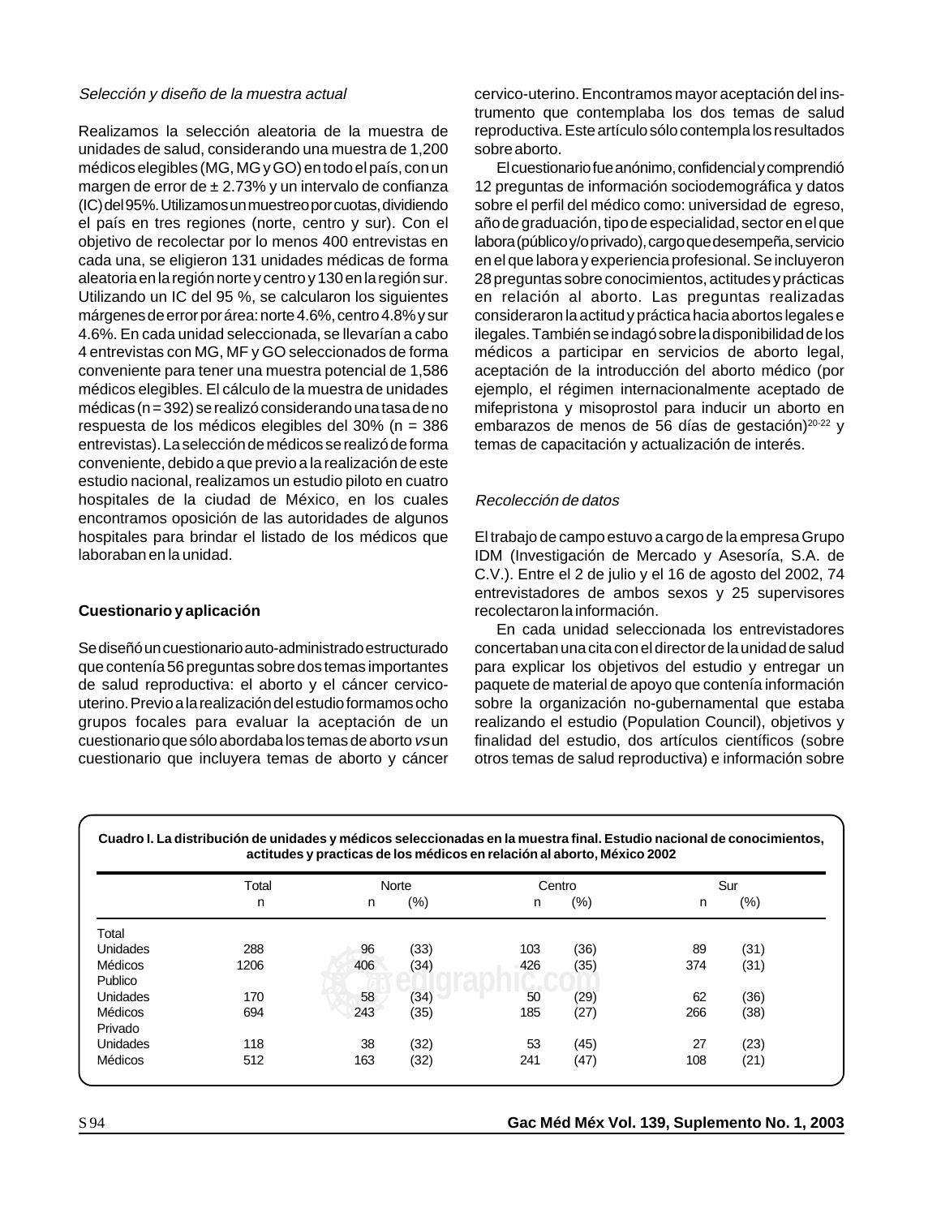*Selección y diseño de la muestra actual*

Realizamos la selección aleatoria de la muestra de unidades de salud, considerando una muestra de 1,200 médicos elegibles (MG, MG y GO) en todo el país, con un margen de error de ± 2.73% y un intervalo de confianza (IC) del 95%. Utilizamos un muestreo por cuotas, dividiendo el país en tres regiones (norte, centro y sur). Con el objetivo de recolectar por lo menos 400 entrevistas en cada una, se eligieron 131 unidades médicas de forma aleatoria en la región norte y centro y 130 en la región sur. Utilizando un IC del 95 %, se calcularon los siguientes márgenes de error por área: norte 4.6%, centro 4.8% y sur 4.6%. En cada unidad seleccionada, se llevarían a cabo 4 entrevistas con MG, MF y GO seleccionados de forma conveniente para tener una muestra potencial de 1,586 médicos elegibles. El cálculo de la muestra de unidades médicas (n = 392) se realizó considerando una tasa de no respuesta de los médicos elegibles del 30% (n = 386 entrevistas). La selección de médicos se realizó de forma conveniente, debido a que previo a la realización de este estudio nacional, realizamos un estudio piloto en cuatro hospitales de la ciudad de México, en los cuales encontramos oposición de las autoridades de algunos hospitales para brindar el listado de los médicos que laboraban en la unidad.

**Cuestionario y aplicación**

Se diseñó un cuestionario auto-administrado estructurado que contenía 56 preguntas sobre dos temas importantes de salud reproductiva: el aborto y el cáncer cervico-uterino. Previo a la realización del estudio formamos ocho grupos focales para evaluar la aceptación de un cuestionario que sólo abordaba los temas de aborto *vs* un cuestionario que incluyera temas de aborto y cáncer cervico-uterino. Encontramos mayor aceptación del instrumento que contemplaba los dos temas de salud reproductiva. Este artículo sólo contempla los resultados sobre aborto.

El cuestionario fue anónimo, confidencial y comprendió 12 preguntas de información sociodemográfica y datos sobre el perfil del médico como: universidad de egreso, año de graduación, tipo de especialidad, sector en el que labora (público y/o privado), cargo que desempeña, servicio en el que labora y experiencia profesional. Se incluyeron 28 preguntas sobre conocimientos, actitudes y prácticas en relación al aborto. Las preguntas realizadas consideraron la actitud y práctica hacia abortos legales e ilegales. También se indagó sobre la disponibilidad de los médicos a participar en servicios de aborto legal, aceptación de la introducción del aborto médico (por ejemplo, el régimen internacionalmente aceptado de mifepristona y misoprostol para inducir un aborto en embarazos de menos de 56 días de gestación)[20-22] y temas de capacitación y actualización de interés.

*Recolección de datos*

El trabajo de campo estuvo a cargo de la empresa Grupo IDM (Investigación de Mercado y Asesoría, S.A. de C.V.). Entre el 2 de julio y el 16 de agosto del 2002, 74 entrevistadores de ambos sexos y 25 supervisores recolectaron la información.

En cada unidad seleccionada los entrevistadores concertaban una cita con el director de la unidad de salud para explicar los objetivos del estudio y entregar un paquete de material de apoyo que contenía información sobre la organización no-gubernamental que estaba realizando el estudio (Population Council), objetivos y finalidad del estudio, dos artículos científicos (sobre otros temas de salud reproductiva) e información sobre

**Cuadro I. La distribución de unidades y médicos seleccionadas en la muestra final. Estudio nacional de conocimientos, actitudes y practicas de los médicos en relación al aborto, México 2002**

| | Total | Norte | | Centro | | Sur | |
|---|---|---|---|---|---|---|---|
| | n | n | (%) | n | (%) | n | (%) |
| Total | | | | | | | |
| Unidades | 288 | 96 | (33) | 103 | (36) | 89 | (31) |
| Médicos | 1206 | 406 | (34) | 426 | (35) | 374 | (31) |
| Publico | | | | | | | |
| Unidades | 170 | 58 | (34) | 50 | (29) | 62 | (36) |
| Médicos | 694 | 243 | (35) | 185 | (27) | 266 | (38) |
| Privado | | | | | | | |
| Unidades | 118 | 38 | (32) | 53 | (45) | 27 | (23) |
| Médicos | 512 | 163 | (32) | 241 | (47) | 108 | (21) |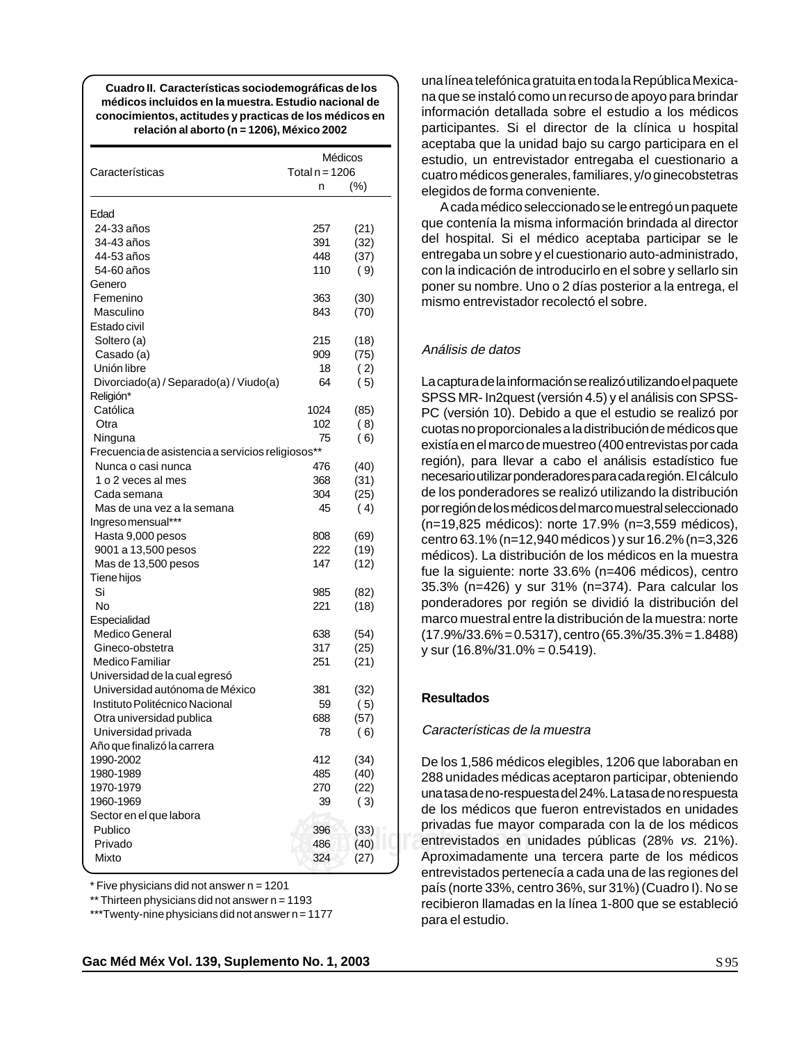**Cuadro II. Características sociodemográficas de los médicos incluidos en la muestra. Estudio nacional de conocimientos, actitudes y practicas de los médicos en relación al aborto (n = 1206), México 2002**

| Características | Médicos Total n = 1206 n | (%) |
|---|---|---|
| **Edad** | | |
| 24-33 años | 257 | (21) |
| 34-43 años | 391 | (32) |
| 44-53 años | 448 | (37) |
| 54-60 años | 110 | ( 9) |
| **Genero** | | |
| Femenino | 363 | (30) |
| Masculino | 843 | (70) |
| **Estado civil** | | |
| Soltero (a) | 215 | (18) |
| Casado (a) | 909 | (75) |
| Unión libre | 18 | ( 2) |
| Divorciado(a) / Separado(a) / Viudo(a) | 64 | ( 5) |
| **Religión*** | | |
| Católica | 1024 | (85) |
| Otra | 102 | ( 8) |
| Ninguna | 75 | ( 6) |
| **Frecuencia de asistencia a servicios religiosos**** | | |
| Nunca o casi nunca | 476 | (40) |
| 1 o 2 veces al mes | 368 | (31) |
| Cada semana | 304 | (25) |
| Mas de una vez a la semana | 45 | ( 4) |
| **Ingreso mensual***** | | |
| Hasta 9,000 pesos | 808 | (69) |
| 9001 a 13,500 pesos | 222 | (19) |
| Mas de 13,500 pesos | 147 | (12) |
| **Tiene hijos** | | |
| Si | 985 | (82) |
| No | 221 | (18) |
| **Especialidad** | | |
| Medico General | 638 | (54) |
| Gineco-obstetra | 317 | (25) |
| Medico Familiar | 251 | (21) |
| **Universidad de la cual egresó** | | |
| Universidad autónoma de México | 381 | (32) |
| Instituto Politécnico Nacional | 59 | ( 5) |
| Otra universidad publica | 688 | (57) |
| Universidad privada | 78 | ( 6) |
| **Año que finalizó la carrera** | | |
| 1990-2002 | 412 | (34) |
| 1980-1989 | 485 | (40) |
| 1970-1979 | 270 | (22) |
| 1960-1969 | 39 | ( 3) |
| **Sector en el que labora** | | |
| Publico | 396 | (33) |
| Privado | 486 | (40) |
| Mixto | 324 | (27) |

\* Five physicians did not answer n = 1201
\** Thirteen physicians did not answer n = 1193
\***Twenty-nine physicians did not answer n = 1177

una línea telefónica gratuita en toda la República Mexicana que se instaló como un recurso de apoyo para brindar información detallada sobre el estudio a los médicos participantes. Si el director de la clínica u hospital aceptaba que la unidad bajo su cargo participara en el estudio, un entrevistador entregaba el cuestionario a cuatro médicos generales, familiares, y/o ginecobstetras elegidos de forma conveniente.

A cada médico seleccionado se le entregó un paquete que contenía la misma información brindada al director del hospital. Si el médico aceptaba participar se le entregaba un sobre y el cuestionario auto-administrado, con la indicación de introducirlo en el sobre y sellarlo sin poner su nombre. Uno o 2 días posterior a la entrega, el mismo entrevistador recolectó el sobre.

### *Análisis de datos*

La captura de la información se realizó utilizando el paquete SPSS MR- In2quest (versión 4.5) y el análisis con SPSS-PC (versión 10). Debido a que el estudio se realizó por cuotas no proporcionales a la distribución de médicos que existía en el marco de muestreo (400 entrevistas por cada región), para llevar a cabo el análisis estadístico fue necesario utilizar ponderadores para cada región. El cálculo de los ponderadores se realizó utilizando la distribución por región de los médicos del marco muestral seleccionado (n=19,825 médicos): norte 17.9% (n=3,559 médicos), centro 63.1% (n=12,940 médicos ) y sur 16.2% (n=3,326 médicos). La distribución de los médicos en la muestra fue la siguiente: norte 33.6% (n=406 médicos), centro 35.3% (n=426) y sur 31% (n=374). Para calcular los ponderadores por región se dividió la distribución del marco muestral entre la distribución de la muestra: norte (17.9%/33.6% = 0.5317), centro (65.3%/35.3% = 1.8488) y sur (16.8%/31.0% = 0.5419).

## Resultados

### *Características de la muestra*

De los 1,586 médicos elegibles, 1206 que laboraban en 288 unidades médicas aceptaron participar, obteniendo una tasa de no-respuesta del 24%. La tasa de no respuesta de los médicos que fueron entrevistados en unidades privadas fue mayor comparada con la de los médicos entrevistados en unidades públicas (28% *vs.* 21%). Aproximadamente una tercera parte de los médicos entrevistados pertenecía a cada una de las regiones del país (norte 33%, centro 36%, sur 31%) (Cuadro I). No se recibieron llamadas en la línea 1-800 que se estableció para el estudio.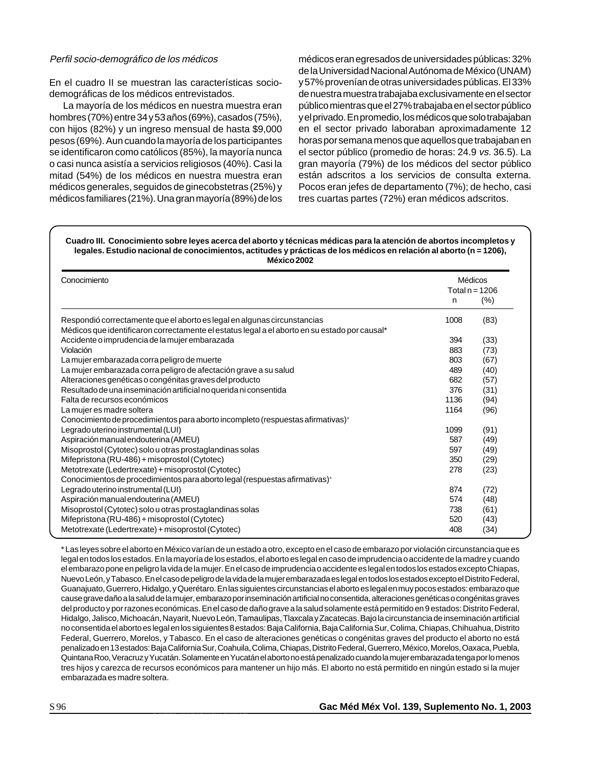*Perfil socio-demográfico de los médicos*

En el cuadro II se muestran las características socio-demográficas de los médicos entrevistados.

La mayoría de los médicos en nuestra muestra eran hombres (70%) entre 34 y 53 años (69%), casados (75%), con hijos (82%) y un ingreso mensual de hasta $9,000 pesos (69%). Aun cuando la mayoría de los participantes se identificaron como católicos (85%), la mayoría nunca o casi nunca asistía a servicios religiosos (40%). Casi la mitad (54%) de los médicos en nuestra muestra eran médicos generales, seguidos de ginecobstetras (25%) y médicos familiares (21%). Una gran mayoría (89%) de los médicos eran egresados de universidades públicas: 32% de la Universidad Nacional Autónoma de México (UNAM) y 57% provenían de otras universidades públicas. El 33% de nuestra muestra trabajaba exclusivamente en el sector público mientras que el 27% trabajaba en el sector público y el privado. En promedio, los médicos que solo trabajaban en el sector privado laboraban aproximadamente 12 horas por semana menos que aquellos que trabajaban en el sector público (promedio de horas: 24.9 *vs.* 36.5). La gran mayoría (79%) de los médicos del sector público están adscritos a los servicios de consulta externa. Pocos eran jefes de departamento (7%); de hecho, casi tres cuartas partes (72%) eran médicos adscritos.

**Cuadro III. Conocimiento sobre leyes acerca del aborto y técnicas médicas para la atención de abortos incompletos y legales. Estudio nacional de conocimientos, actitudes y prácticas de los médicos en relación al aborto (n = 1206), México 2002**

| Conocimiento | Médicos Total n = 1206 n | (%) |
|---|---|---|
| Respondió correctamente que el aborto es legal en algunas circunstancias | 1008 | (83) |
| Médicos que identificaron correctamente el estatus legal a el aborto en su estado por causal* | | |
| Accidente o imprudencia de la mujer embarazada | 394 | (33) |
| Violación | 883 | (73) |
| La mujer embarazada corra peligro de muerte | 803 | (67) |
| La mujer embarazada corra peligro de afectación grave a su salud | 489 | (40) |
| Alteraciones genéticas o congénitas graves del producto | 682 | (57) |
| Resultado de una inseminación artificial no querida ni consentida | 376 | (31) |
| Falta de recursos económicos | 1136 | (94) |
| La mujer es madre soltera | 1164 | (96) |
| Conocimiento de procedimientos para aborto incompleto (respuestas afirmativas)+ | | |
| Legrado uterino instrumental (LUI) | 1099 | (91) |
| Aspiración manual endouterina (AMEU) | 587 | (49) |
| Misoprostol (Cytotec) solo u otras prostaglandinas solas | 597 | (49) |
| Mifepristona (RU-486) + misoprostol (Cytotec) | 350 | (29) |
| Metotrexate (Ledertrexate) + misoprostol (Cytotec) | 278 | (23) |
| Conocimientos de procedimientos para aborto legal (respuestas afirmativas)+ | | |
| Legrado uterino instrumental (LUI) | 874 | (72) |
| Aspiración manual endouterina (AMEU) | 574 | (48) |
| Misoprostol (Cytotec) solo u otras prostaglandinas solas | 738 | (61) |
| Mifepristona (RU-486) + misoprostol (Cytotec) | 520 | (43) |
| Metotrexate (Ledertrexate) + misoprostol (Cytotec) | 408 | (34) |

* Las leyes sobre el aborto en México varían de un estado a otro, excepto en el caso de embarazo por violación circunstancia que es legal en todos los estados. En la mayoría de los estados, el aborto es legal en caso de imprudencia o accidente de la madre y cuando el embarazo pone en peligro la vida de la mujer. En el caso de imprudencia o accidente es legal en todos los estados excepto Chiapas, Nuevo León, y Tabasco. En el caso de peligro de la vida de la mujer embarazada es legal en todos los estados excepto el Distrito Federal, Guanajuato, Guerrero, Hidalgo, y Querétaro. En las siguientes circunstancias el aborto es legal en muy pocos estados: embarazo que cause grave daño a la salud de la mujer, embarazo por inseminación artificial no consentida, alteraciones genéticas o congénitas graves del producto y por razones económicas. En el caso de daño grave a la salud solamente está permitido en 9 estados: Distrito Federal, Hidalgo, Jalisco, Michoacán, Nayarit, Nuevo León, Tamaulipas, Tlaxcala y Zacatecas. Bajo la circunstancia de inseminación artificial no consentida el aborto es legal en los siguientes 8 estados: Baja California, Baja California Sur, Colima, Chiapas, Chihuahua, Distrito Federal, Guerrero, Morelos, y Tabasco. En el caso de alteraciones genéticas o congénitas graves del producto el aborto no está penalizado en 13 estados: Baja California Sur, Coahuila, Colima, Chiapas, Distrito Federal, Guerrero, México, Morelos, Oaxaca, Puebla, Quintana Roo, Veracruz y Yucatán. Solamente en Yucatán el aborto no está penalizado cuando la mujer embarazada tenga por lo menos tres hijos y carezca de recursos económicos para mantener un hijo más. El aborto no está permitido en ningún estado si la mujer embarazada es madre soltera.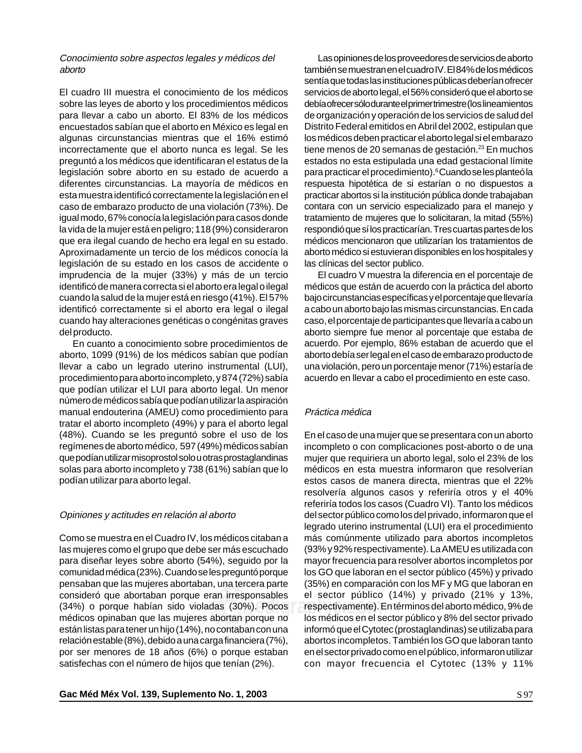*Conocimiento sobre aspectos legales y médicos del aborto*

El cuadro III muestra el conocimiento de los médicos sobre las leyes de aborto y los procedimientos médicos para llevar a cabo un aborto. El 83% de los médicos encuestados sabían que el aborto en México es legal en algunas circunstancias mientras que el 16% estimó incorrectamente que el aborto nunca es legal. Se les preguntó a los médicos que identificaran el estatus de la legislación sobre aborto en su estado de acuerdo a diferentes circunstancias. La mayoría de médicos en esta muestra identificó correctamente la legislación en el caso de embarazo producto de una violación (73%). De igual modo, 67% conocía la legislación para casos donde la vida de la mujer está en peligro; 118 (9%) consideraron que era ilegal cuando de hecho era legal en su estado. Aproximadamente un tercio de los médicos conocía la legislación de su estado en los casos de accidente o imprudencia de la mujer (33%) y más de un tercio identificó de manera correcta si el aborto era legal o ilegal cuando la salud de la mujer está en riesgo (41%). El 57% identificó correctamente si el aborto era legal o ilegal cuando hay alteraciones genéticas o congénitas graves del producto.

En cuanto a conocimiento sobre procedimientos de aborto, 1099 (91%) de los médicos sabían que podían llevar a cabo un legrado uterino instrumental (LUI), procedimiento para aborto incompleto, y 874 (72%) sabía que podían utilizar el LUI para aborto legal. Un menor número de médicos sabía que podían utilizar la aspiración manual endouterina (AMEU) como procedimiento para tratar el aborto incompleto (49%) y para el aborto legal (48%). Cuando se les preguntó sobre el uso de los regímenes de aborto médico, 597 (49%) médicos sabían que podían utilizar misoprostol solo u otras prostaglandinas solas para aborto incompleto y 738 (61%) sabían que lo podían utilizar para aborto legal.

*Opiniones y actitudes en relación al aborto*

Como se muestra en el Cuadro IV, los médicos citaban a las mujeres como el grupo que debe ser más escuchado para diseñar leyes sobre aborto (54%), seguido por la comunidad médica (23%). Cuando se les preguntó porque pensaban que las mujeres abortaban, una tercera parte consideró que abortaban porque eran irresponsables (34%) o porque habían sido violadas (30%). Pocos médicos opinaban que las mujeres abortan porque no están listas para tener un hijo (14%), no contaban con una relación estable (8%), debido a una carga financiera (7%), por ser menores de 18 años (6%) o porque estaban satisfechas con el número de hijos que tenían (2%).

Las opiniones de los proveedores de servicios de aborto también se muestran en el cuadro IV. El 84% de los médicos sentía que todas las instituciones públicas deberían ofrecer servicios de aborto legal, el 56% consideró que el aborto se debía ofrecer sólo durante el primer trimestre (los lineamientos de organización y operación de los servicios de salud del Distrito Federal emitidos en Abril del 2002, estipulan que los médicos deben practicar el aborto legal si el embarazo tiene menos de 20 semanas de gestación.[23] En muchos estados no esta estipulada una edad gestacional límite para practicar el procedimiento).[6] Cuando se les planteó la respuesta hipotética de si estarían o no dispuestos a practicar abortos si la institución pública donde trabajaban contara con un servicio especializado para el manejo y tratamiento de mujeres que lo solicitaran, la mitad (55%) respondió que sí los practicarían. Tres cuartas partes de los médicos mencionaron que utilizarían los tratamientos de aborto médico si estuvieran disponibles en los hospitales y las clínicas del sector publico.

El cuadro V muestra la diferencia en el porcentaje de médicos que están de acuerdo con la práctica del aborto bajo circunstancias específicas y el porcentaje que llevaría a cabo un aborto bajo las mismas circunstancias. En cada caso, el porcentaje de participantes que llevaría a cabo un aborto siempre fue menor al porcentaje que estaba de acuerdo. Por ejemplo, 86% estaban de acuerdo que el aborto debía ser legal en el caso de embarazo producto de una violación, pero un porcentaje menor (71%) estaría de acuerdo en llevar a cabo el procedimiento en este caso.

*Práctica médica*

En el caso de una mujer que se presentara con un aborto incompleto o con complicaciones post-aborto o de una mujer que requiriera un aborto legal, solo el 23% de los médicos en esta muestra informaron que resolverían estos casos de manera directa, mientras que el 22% resolvería algunos casos y referiría otros y el 40% referiría todos los casos (Cuadro VI). Tanto los médicos del sector público como los del privado, informaron que el legrado uterino instrumental (LUI) era el procedimiento más comúnmente utilizado para abortos incompletos (93% y 92% respectivamente). La AMEU es utilizada con mayor frecuencia para resolver abortos incompletos por los GO que laboran en el sector público (45%) y privado (35%) en comparación con los MF y MG que laboran en el sector público (14%) y privado (21% y 13%, respectivamente). En términos del aborto médico, 9% de los médicos en el sector público y 8% del sector privado informó que el Cytotec (prostaglandinas) se utilizaba para abortos incompletos. También los GO que laboran tanto en el sector privado como en el público, informaron utilizar con mayor frecuencia el Cytotec (13% y 11%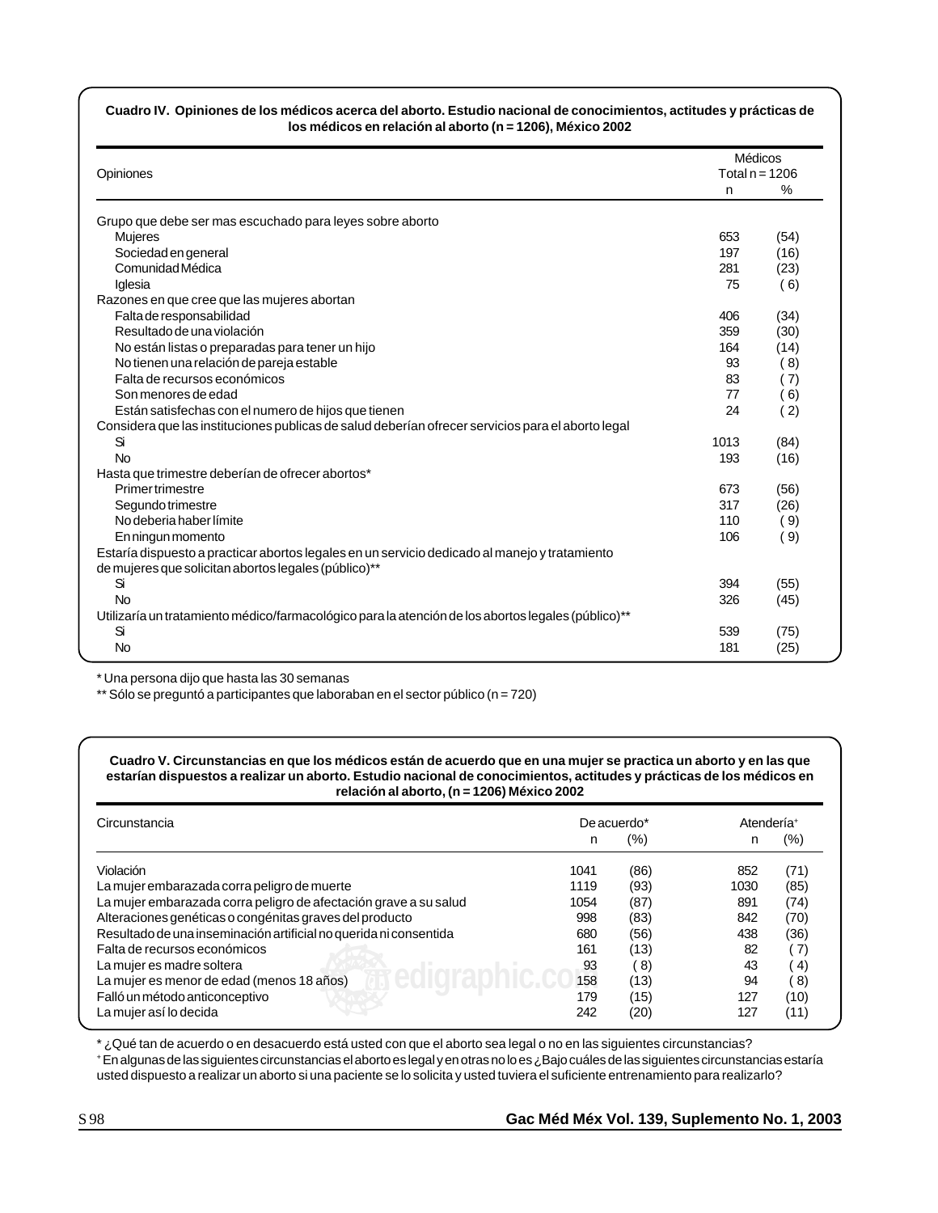**Cuadro IV. Opiniones de los médicos acerca del aborto. Estudio nacional de conocimientos, actitudes y prácticas de los médicos en relación al aborto (n = 1206), México 2002**

| Opiniones | Médicos Total n = 1206 | |
|---|---|---|
| | n | % |
| Grupo que debe ser mas escuchado para leyes sobre aborto | | |
| Mujeres | 653 | (54) |
| Sociedad en general | 197 | (16) |
| Comunidad Médica | 281 | (23) |
| Iglesia | 75 | ( 6) |
| Razones en que cree que las mujeres abortan | | |
| Falta de responsabilidad | 406 | (34) |
| Resultado de una violación | 359 | (30) |
| No están listas o preparadas para tener un hijo | 164 | (14) |
| No tienen una relación de pareja estable | 93 | ( 8) |
| Falta de recursos económicos | 83 | ( 7) |
| Son menores de edad | 77 | ( 6) |
| Están satisfechas con el numero de hijos que tienen | 24 | ( 2) |
| Considera que las instituciones publicas de salud deberían ofrecer servicios para el aborto legal | | |
| Si | 1013 | (84) |
| No | 193 | (16) |
| Hasta que trimestre deberían de ofrecer abortos* | | |
| Primer trimestre | 673 | (56) |
| Segundo trimestre | 317 | (26) |
| No deberia haber límite | 110 | ( 9) |
| En ningun momento | 106 | ( 9) |
| Estaría dispuesto a practicar abortos legales en un servicio dedicado al manejo y tratamiento de mujeres que solicitan abortos legales (público)** | | |
| Si | 394 | (55) |
| No | 326 | (45) |
| Utilizaría un tratamiento médico/farmacológico para la atención de los abortos legales (público)** | | |
| Si | 539 | (75) |
| No | 181 | (25) |

\* Una persona dijo que hasta las 30 semanas

\*\* Sólo se preguntó a participantes que laboraban en el sector público (n = 720)

**Cuadro V. Circunstancias en que los médicos están de acuerdo que en una mujer se practica un aborto y en las que estarían dispuestos a realizar un aborto. Estudio nacional de conocimientos, actitudes y prácticas de los médicos en relación al aborto, (n = 1206) México 2002**

| Circunstancia | De acuerdo* | | Atendería⁺ | |
|---|---|---|---|---|
| | n | (%) | n | (%) |
| Violación | 1041 | (86) | 852 | (71) |
| La mujer embarazada corra peligro de muerte | 1119 | (93) | 1030 | (85) |
| La mujer embarazada corra peligro de afectación grave a su salud | 1054 | (87) | 891 | (74) |
| Alteraciones genéticas o congénitas graves del producto | 998 | (83) | 842 | (70) |
| Resultado de una inseminación artificial no querida ni consentida | 680 | (56) | 438 | (36) |
| Falta de recursos económicos | 161 | (13) | 82 | ( 7) |
| La mujer es madre soltera | 93 | ( 8) | 43 | ( 4) |
| La mujer es menor de edad (menos 18 años) | 158 | (13) | 94 | ( 8) |
| Falló un método anticonceptivo | 179 | (15) | 127 | (10) |
| La mujer así lo decida | 242 | (20) | 127 | (11) |

\* ¿Qué tan de acuerdo o en desacuerdo está usted con que el aborto sea legal o no en las siguientes circunstancias?

⁺ En algunas de las siguientes circunstancias el aborto es legal y en otras no lo es ¿Bajo cuáles de las siguientes circunstancias estaría usted dispuesto a realizar un aborto si una paciente se lo solicita y usted tuviera el suficiente entrenamiento para realizarlo?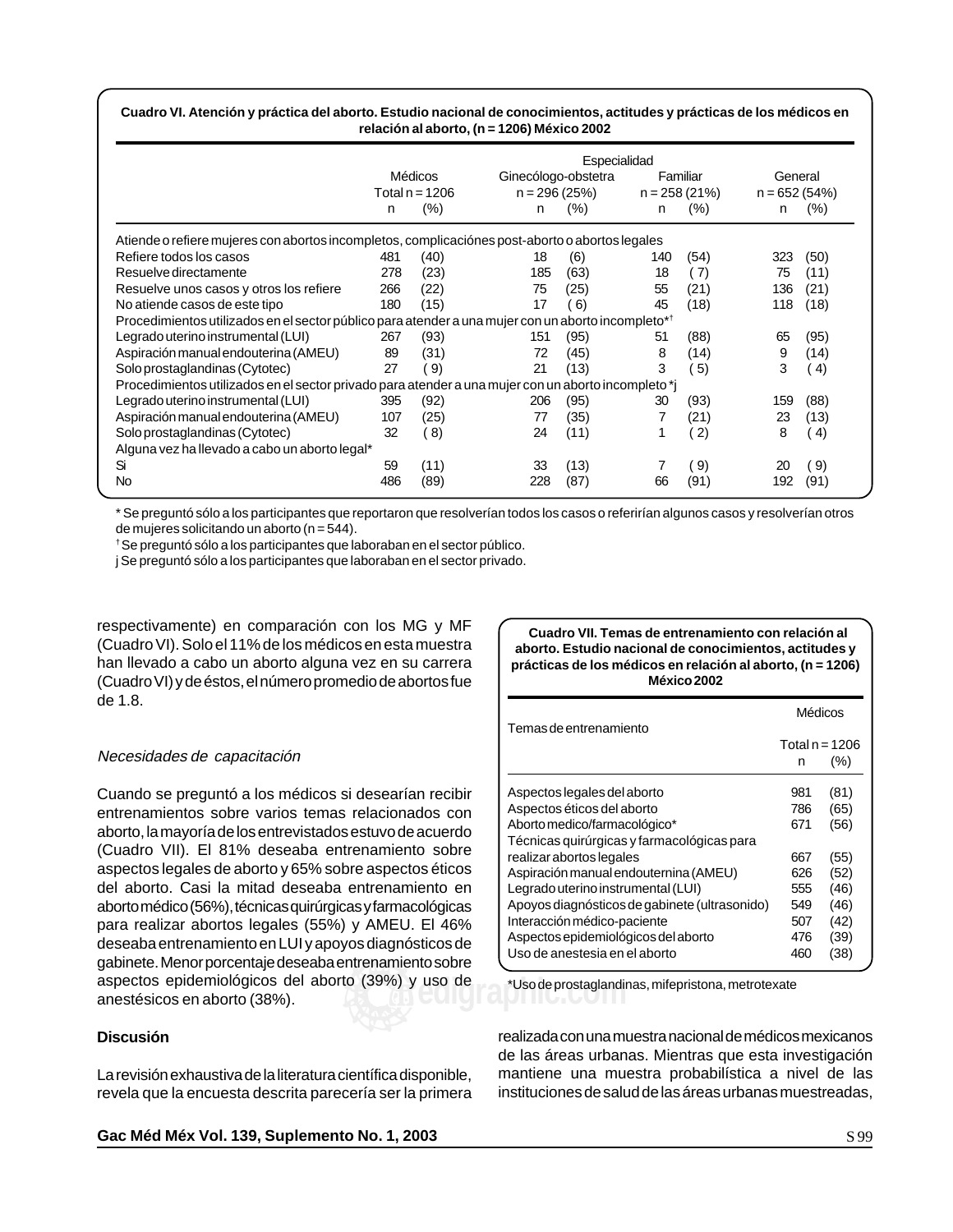**Cuadro VI. Atención y práctica del aborto. Estudio nacional de conocimientos, actitudes y prácticas de los médicos en relación al aborto, (n = 1206) México 2002**

| | Médicos | | Especialidad | | | | | |
|---|---|---|---|---|---|---|---|---|
| | | | Ginecólogo-obstetra | | Familiar | | General | |
| | Total n = 1206 | | n = 296 (25%) | | n = 258 (21%) | | n = 652 (54%) | |
| | n | (%) | n | (%) | n | (%) | n | (%) |
| Atiende o refiere mujeres con abortos incompletos, complicaciónes post-aborto o abortos legales | | | | | | | | |
| Refiere todos los casos | 481 | (40) | 18 | (6) | 140 | (54) | 323 | (50) |
| Resuelve directamente | 278 | (23) | 185 | (63) | 18 | ( 7) | 75 | (11) |
| Resuelve unos casos y otros los refiere | 266 | (22) | 75 | (25) | 55 | (21) | 136 | (21) |
| No atiende casos de este tipo | 180 | (15) | 17 | ( 6) | 45 | (18) | 118 | (18) |
| Procedimientos utilizados en el sector público para atender a una mujer con un aborto incompleto*† | | | | | | | | |
| Legrado uterino instrumental (LUI) | 267 | (93) | 151 | (95) | 51 | (88) | 65 | (95) |
| Aspiración manual endouterina (AMEU) | 89 | (31) | 72 | (45) | 8 | (14) | 9 | (14) |
| Solo prostaglandinas (Cytotec) | 27 | ( 9) | 21 | (13) | 3 | ( 5) | 3 | ( 4) |
| Procedimientos utilizados en el sector privado para atender a una mujer con un aborto incompleto *j | | | | | | | | |
| Legrado uterino instrumental (LUI) | 395 | (92) | 206 | (95) | 30 | (93) | 159 | (88) |
| Aspiración manual endouterina (AMEU) | 107 | (25) | 77 | (35) | 7 | (21) | 23 | (13) |
| Solo prostaglandinas (Cytotec) | 32 | ( 8) | 24 | (11) | 1 | ( 2) | 8 | ( 4) |
| Alguna vez ha llevado a cabo un aborto legal* | | | | | | | | |
| Si | 59 | (11) | 33 | (13) | 7 | ( 9) | 20 | ( 9) |
| No | 486 | (89) | 228 | (87) | 66 | (91) | 192 | (91) |

\* Se preguntó sólo a los participantes que reportaron que resolverían todos los casos o referirían algunos casos y resolverían otros de mujeres solicitando un aborto (n = 544).

† Se preguntó sólo a los participantes que laboraban en el sector público.

j Se preguntó sólo a los participantes que laboraban en el sector privado.

respectivamente) en comparación con los MG y MF (Cuadro VI). Solo el 11% de los médicos en esta muestra han llevado a cabo un aborto alguna vez en su carrera (Cuadro VI) y de éstos, el número promedio de abortos fue de 1.8.

### *Necesidades de capacitación*

Cuando se preguntó a los médicos si desearían recibir entrenamientos sobre varios temas relacionados con aborto, la mayoría de los entrevistados estuvo de acuerdo (Cuadro VII). El 81% deseaba entrenamiento sobre aspectos legales de aborto y 65% sobre aspectos éticos del aborto. Casi la mitad deseaba entrenamiento en aborto médico (56%), técnicas quirúrgicas y farmacológicas para realizar abortos legales (55%) y AMEU. El 46% deseaba entrenamiento en LUI y apoyos diagnósticos de gabinete. Menor porcentaje deseaba entrenamiento sobre aspectos epidemiológicos del aborto (39%) y uso de anestésicos en aborto (38%).

**Cuadro VII. Temas de entrenamiento con relación al aborto. Estudio nacional de conocimientos, actitudes y prácticas de los médicos en relación al aborto, (n = 1206) México 2002**

| Temas de entrenamiento | Médicos | |
|---|---|---|
| | Total n = 1206 | |
| | n | (%) |
| Aspectos legales del aborto | 981 | (81) |
| Aspectos éticos del aborto | 786 | (65) |
| Aborto medico/farmacológico* | 671 | (56) |
| Técnicas quirúrgicas y farmacológicas para realizar abortos legales | 667 | (55) |
| Aspiración manual endouternina (AMEU) | 626 | (52) |
| Legrado uterino instrumental (LUI) | 555 | (46) |
| Apoyos diagnósticos de gabinete (ultrasonido) | 549 | (46) |
| Interacción médico-paciente | 507 | (42) |
| Aspectos epidemiológicos del aborto | 476 | (39) |
| Uso de anestesia en el aborto | 460 | (38) |

\*Uso de prostaglandinas, mifepristona, metrotexate

## Discusión

La revisión exhaustiva de la literatura científica disponible, revela que la encuesta descrita parecería ser la primera realizada con una muestra nacional de médicos mexicanos de las áreas urbanas. Mientras que esta investigación mantiene una muestra probabilística a nivel de las instituciones de salud de las áreas urbanas muestreadas,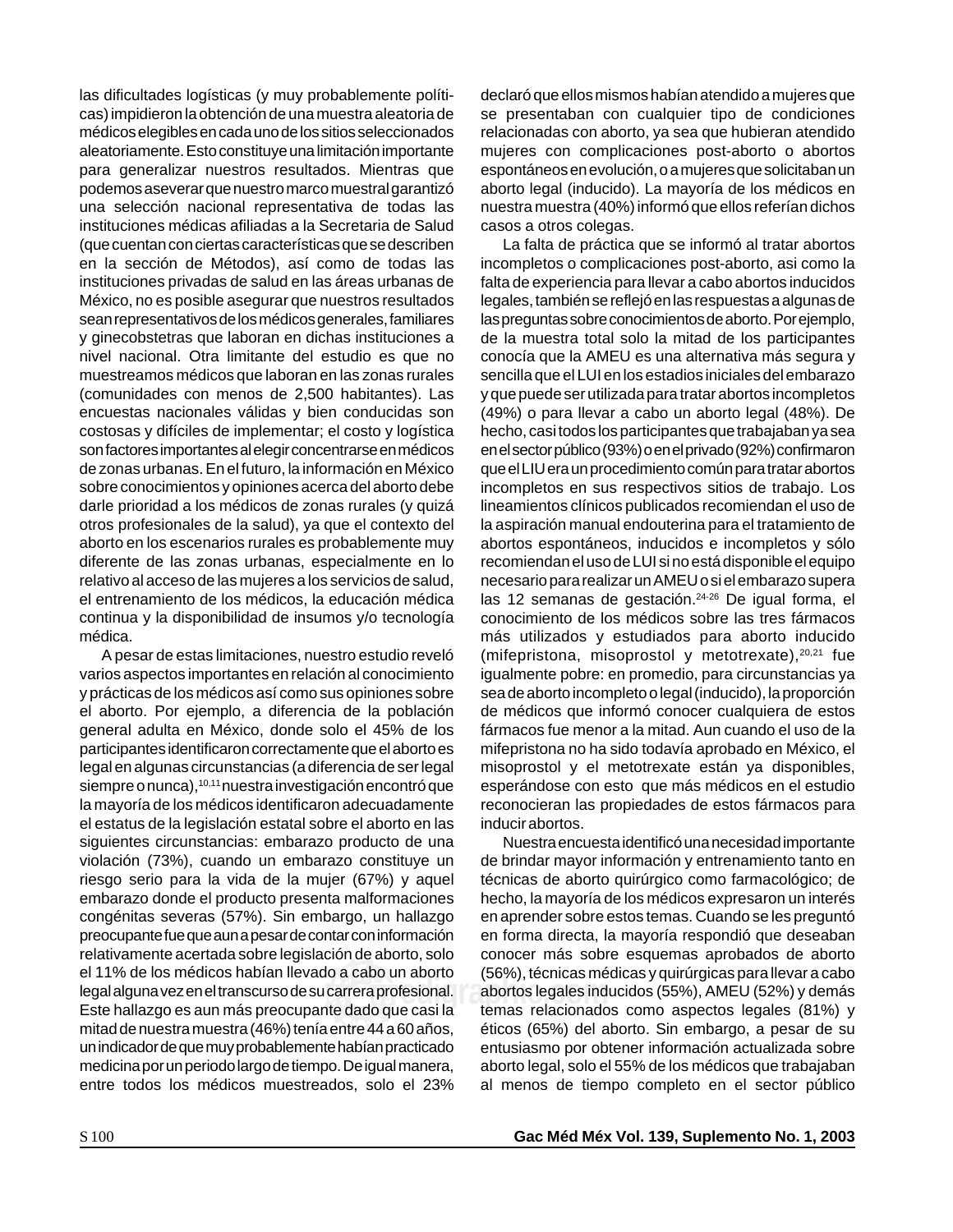las dificultades logísticas (y muy probablemente políticas) impidieron la obtención de una muestra aleatoria de médicos elegibles en cada uno de los sitios seleccionados aleatoriamente. Esto constituye una limitación importante para generalizar nuestros resultados. Mientras que podemos aseverar que nuestro marco muestral garantizó una selección nacional representativa de todas las instituciones médicas afiliadas a la Secretaria de Salud (que cuentan con ciertas características que se describen en la sección de Métodos), así como de todas las instituciones privadas de salud en las áreas urbanas de México, no es posible asegurar que nuestros resultados sean representativos de los médicos generales, familiares y ginecobstetras que laboran en dichas instituciones a nivel nacional. Otra limitante del estudio es que no muestreamos médicos que laboran en las zonas rurales (comunidades con menos de 2,500 habitantes). Las encuestas nacionales válidas y bien conducidas son costosas y difíciles de implementar; el costo y logística son factores importantes al elegir concentrarse en médicos de zonas urbanas. En el futuro, la información en México sobre conocimientos y opiniones acerca del aborto debe darle prioridad a los médicos de zonas rurales (y quizá otros profesionales de la salud), ya que el contexto del aborto en los escenarios rurales es probablemente muy diferente de las zonas urbanas, especialmente en lo relativo al acceso de las mujeres a los servicios de salud, el entrenamiento de los médicos, la educación médica continua y la disponibilidad de insumos y/o tecnología médica.

A pesar de estas limitaciones, nuestro estudio reveló varios aspectos importantes en relación al conocimiento y prácticas de los médicos así como sus opiniones sobre el aborto. Por ejemplo, a diferencia de la población general adulta en México, donde solo el 45% de los participantes identificaron correctamente que el aborto es legal en algunas circunstancias (a diferencia de ser legal siempre o nunca),[10,11] nuestra investigación encontró que la mayoría de los médicos identificaron adecuadamente el estatus de la legislación estatal sobre el aborto en las siguientes circunstancias: embarazo producto de una violación (73%), cuando un embarazo constituye un riesgo serio para la vida de la mujer (67%) y aquel embarazo donde el producto presenta malformaciones congénitas severas (57%). Sin embargo, un hallazgo preocupante fue que aun a pesar de contar con información relativamente acertada sobre legislación de aborto, solo el 11% de los médicos habían llevado a cabo un aborto legal alguna vez en el transcurso de su carrera profesional. Este hallazgo es aun más preocupante dado que casi la mitad de nuestra muestra (46%) tenía entre 44 a 60 años, un indicador de que muy probablemente habían practicado medicina por un periodo largo de tiempo. De igual manera, entre todos los médicos muestreados, solo el 23% declaró que ellos mismos habían atendido a mujeres que se presentaban con cualquier tipo de condiciones relacionadas con aborto, ya sea que hubieran atendido mujeres con complicaciones post-aborto o abortos espontáneos en evolución, o a mujeres que solicitaban un aborto legal (inducido). La mayoría de los médicos en nuestra muestra (40%) informó que ellos referían dichos casos a otros colegas.

La falta de práctica que se informó al tratar abortos incompletos o complicaciones post-aborto, asi como la falta de experiencia para llevar a cabo abortos inducidos legales, también se reflejó en las respuestas a algunas de las preguntas sobre conocimientos de aborto. Por ejemplo, de la muestra total solo la mitad de los participantes conocía que la AMEU es una alternativa más segura y sencilla que el LUI en los estadios iniciales del embarazo y que puede ser utilizada para tratar abortos incompletos (49%) o para llevar a cabo un aborto legal (48%). De hecho, casi todos los participantes que trabajaban ya sea en el sector público (93%) o en el privado (92%) confirmaron que el LIU era un procedimiento común para tratar abortos incompletos en sus respectivos sitios de trabajo. Los lineamientos clínicos publicados recomiendan el uso de la aspiración manual endouterina para el tratamiento de abortos espontáneos, inducidos e incompletos y sólo recomiendan el uso de LUI si no está disponible el equipo necesario para realizar un AMEU o si el embarazo supera las 12 semanas de gestación.[24-26] De igual forma, el conocimiento de los médicos sobre las tres fármacos más utilizados y estudiados para aborto inducido (mifepristona, misoprostol y metotrexate),[20,21] fue igualmente pobre: en promedio, para circunstancias ya sea de aborto incompleto o legal (inducido), la proporción de médicos que informó conocer cualquiera de estos fármacos fue menor a la mitad. Aun cuando el uso de la mifepristona no ha sido todavía aprobado en México, el misoprostol y el metotrexate están ya disponibles, esperándose con esto que más médicos en el estudio reconocieran las propiedades de estos fármacos para inducir abortos.

Nuestra encuesta identificó una necesidad importante de brindar mayor información y entrenamiento tanto en técnicas de aborto quirúrgico como farmacológico; de hecho, la mayoría de los médicos expresaron un interés en aprender sobre estos temas. Cuando se les preguntó en forma directa, la mayoría respondió que deseaban conocer más sobre esquemas aprobados de aborto (56%), técnicas médicas y quirúrgicas para llevar a cabo abortos legales inducidos (55%), AMEU (52%) y demás temas relacionados como aspectos legales (81%) y éticos (65%) del aborto. Sin embargo, a pesar de su entusiasmo por obtener información actualizada sobre aborto legal, solo el 55% de los médicos que trabajaban al menos de tiempo completo en el sector público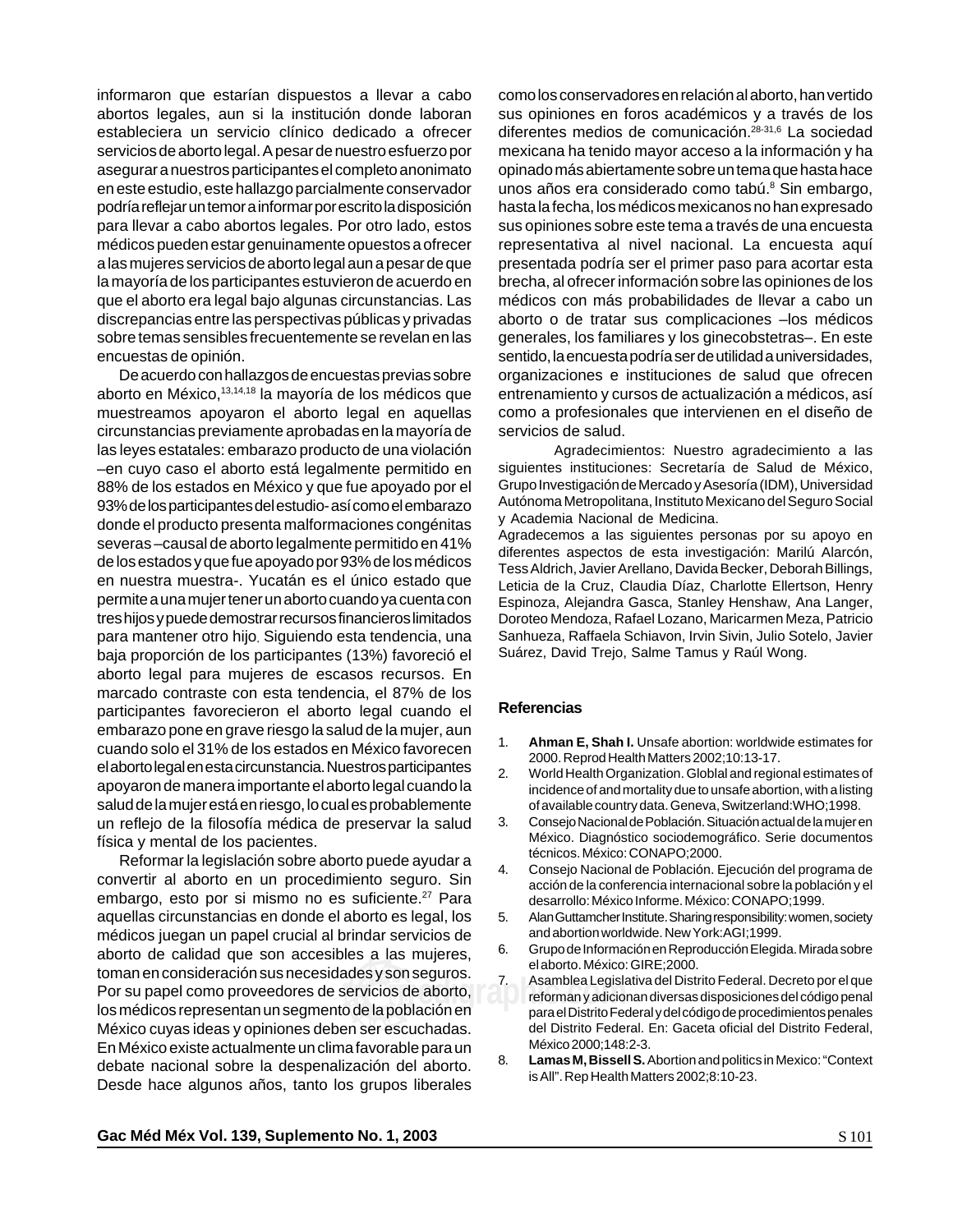informaron que estarían dispuestos a llevar a cabo abortos legales, aun si la institución donde laboran estableciera un servicio clínico dedicado a ofrecer servicios de aborto legal. A pesar de nuestro esfuerzo por asegurar a nuestros participantes el completo anonimato en este estudio, este hallazgo parcialmente conservador podría reflejar un temor a informar por escrito la disposición para llevar a cabo abortos legales. Por otro lado, estos médicos pueden estar genuinamente opuestos a ofrecer a las mujeres servicios de aborto legal aun a pesar de que la mayoría de los participantes estuvieron de acuerdo en que el aborto era legal bajo algunas circunstancias. Las discrepancias entre las perspectivas públicas y privadas sobre temas sensibles frecuentemente se revelan en las encuestas de opinión.

De acuerdo con hallazgos de encuestas previas sobre aborto en México,[13,14,18] la mayoría de los médicos que muestreamos apoyaron el aborto legal en aquellas circunstancias previamente aprobadas en la mayoría de las leyes estatales: embarazo producto de una violación –en cuyo caso el aborto está legalmente permitido en 88% de los estados en México y que fue apoyado por el 93% de los participantes del estudio- así como el embarazo donde el producto presenta malformaciones congénitas severas –causal de aborto legalmente permitido en 41% de los estados y que fue apoyado por 93% de los médicos en nuestra muestra-. Yucatán es el único estado que permite a una mujer tener un aborto cuando ya cuenta con tres hijos y puede demostrar recursos financieros limitados para mantener otro hijo. Siguiendo esta tendencia, una baja proporción de los participantes (13%) favoreció el aborto legal para mujeres de escasos recursos. En marcado contraste con esta tendencia, el 87% de los participantes favorecieron el aborto legal cuando el embarazo pone en grave riesgo la salud de la mujer, aun cuando solo el 31% de los estados en México favorecen el aborto legal en esta circunstancia. Nuestros participantes apoyaron de manera importante el aborto legal cuando la salud de la mujer está en riesgo, lo cual es probablemente un reflejo de la filosofía médica de preservar la salud física y mental de los pacientes.

Reformar la legislación sobre aborto puede ayudar a convertir al aborto en un procedimiento seguro. Sin embargo, esto por si mismo no es suficiente.[27] Para aquellas circunstancias en donde el aborto es legal, los médicos juegan un papel crucial al brindar servicios de aborto de calidad que son accesibles a las mujeres, toman en consideración sus necesidades y son seguros. Por su papel como proveedores de servicios de aborto, los médicos representan un segmento de la población en México cuyas ideas y opiniones deben ser escuchadas. En México existe actualmente un clima favorable para un debate nacional sobre la despenalización del aborto. Desde hace algunos años, tanto los grupos liberales como los conservadores en relación al aborto, han vertido sus opiniones en foros académicos y a través de los diferentes medios de comunicación.[28-31,6] La sociedad mexicana ha tenido mayor acceso a la información y ha opinado más abiertamente sobre un tema que hasta hace unos años era considerado como tabú.[8] Sin embargo, hasta la fecha, los médicos mexicanos no han expresado sus opiniones sobre este tema a través de una encuesta representativa al nivel nacional. La encuesta aquí presentada podría ser el primer paso para acortar esta brecha, al ofrecer información sobre las opiniones de los médicos con más probabilidades de llevar a cabo un aborto o de tratar sus complicaciones –los médicos generales, los familiares y los ginecobstetras–. En este sentido, la encuesta podría ser de utilidad a universidades, organizaciones e instituciones de salud que ofrecen entrenamiento y cursos de actualización a médicos, así como a profesionales que intervienen en el diseño de servicios de salud.

Agradecimientos: Nuestro agradecimiento a las siguientes instituciones: Secretaría de Salud de México, Grupo Investigación de Mercado y Asesoría (IDM), Universidad Autónoma Metropolitana, Instituto Mexicano del Seguro Social y Academia Nacional de Medicina.

Agradecemos a las siguientes personas por su apoyo en diferentes aspectos de esta investigación: Marilú Alarcón, Tess Aldrich, Javier Arellano, Davida Becker, Deborah Billings, Leticia de la Cruz, Claudia Díaz, Charlotte Ellertson, Henry Espinoza, Alejandra Gasca, Stanley Henshaw, Ana Langer, Doroteo Mendoza, Rafael Lozano, Maricarmen Meza, Patricio Sanhueza, Raffaela Schiavon, Irvin Sivin, Julio Sotelo, Javier Suárez, David Trejo, Salme Tamus y Raúl Wong.

## Referencias

1. **Ahman E, Shah I.** Unsafe abortion: worldwide estimates for 2000. Reprod Health Matters 2002;10:13-17.
2. World Health Organization. Globlal and regional estimates of incidence of and mortality due to unsafe abortion, with a listing of available country data. Geneva, Switzerland:WHO;1998.
3. Consejo Nacional de Población. Situación actual de la mujer en México. Diagnóstico sociodemográfico. Serie documentos técnicos. México: CONAPO;2000.
4. Consejo Nacional de Población. Ejecución del programa de acción de la conferencia internacional sobre la población y el desarrollo: México Informe. México: CONAPO;1999.
5. Alan Guttamcher Institute. Sharing responsibility: women, society and abortion worldwide. New York:AGI;1999.
6. Grupo de Información en Reproducción Elegida. Mirada sobre el aborto. México: GIRE;2000.
7. Asamblea Legislativa del Distrito Federal. Decreto por el que reforman y adicionan diversas disposiciones del código penal para el Distrito Federal y del código de procedimientos penales del Distrito Federal. En: Gaceta oficial del Distrito Federal, México 2000;148:2-3.
8. **Lamas M, Bissell S.** Abortion and politics in Mexico: "Context is All". Rep Health Matters 2002;8:10-23.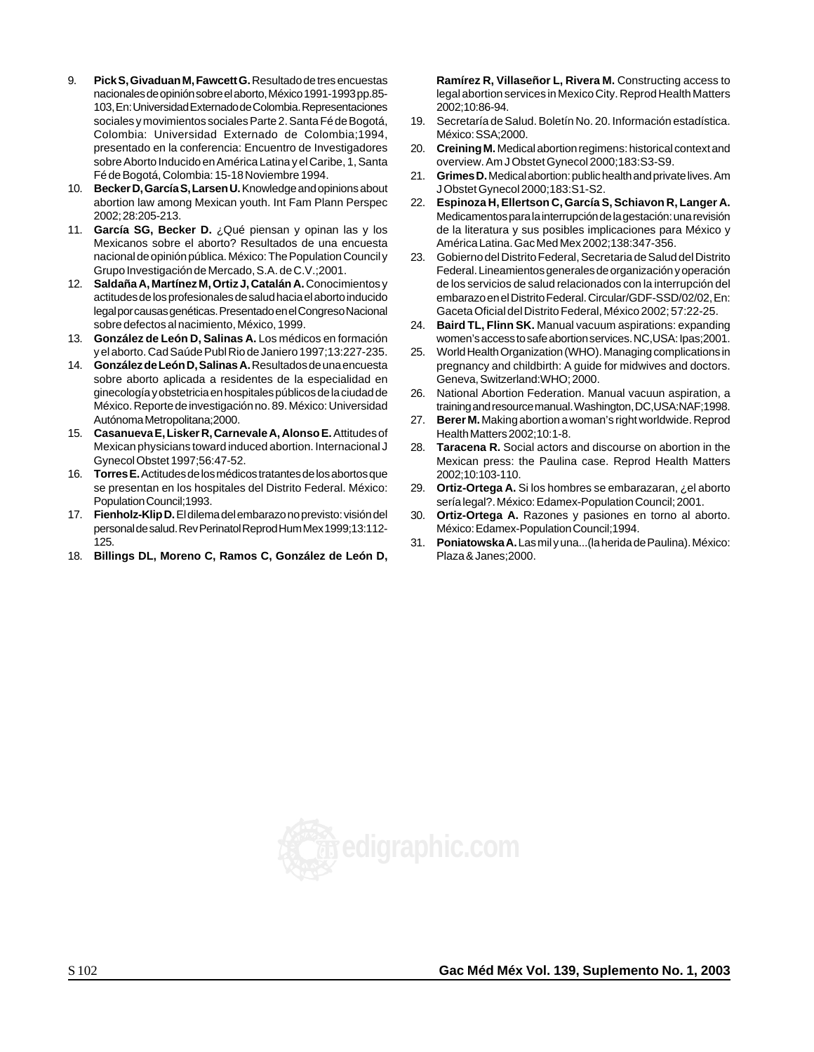9. **Pick S, Givaduan M, Fawcett G.** Resultado de tres encuestas nacionales de opinión sobre el aborto, México 1991-1993 pp.85-103, En: Universidad Externado de Colombia. Representaciones sociales y movimientos sociales Parte 2. Santa Fé de Bogotá, Colombia: Universidad Externado de Colombia;1994, presentado en la conferencia: Encuentro de Investigadores sobre Aborto Inducido en América Latina y el Caribe, 1, Santa Fé de Bogotá, Colombia: 15-18 Noviembre 1994.
10. **Becker D, García S, Larsen U.** Knowledge and opinions about abortion law among Mexican youth. Int Fam Plann Perspec 2002; 28:205-213.
11. **García SG, Becker D.** ¿Qué piensan y opinan las y los Mexicanos sobre el aborto? Resultados de una encuesta nacional de opinión pública. México: The Population Council y Grupo Investigación de Mercado, S.A. de C.V.;2001.
12. **Saldaña A, Martínez M, Ortiz J, Catalán A.** Conocimientos y actitudes de los profesionales de salud hacia el aborto inducido legal por causas genéticas. Presentado en el Congreso Nacional sobre defectos al nacimiento, México, 1999.
13. **González de León D, Salinas A.** Los médicos en formación y el aborto. Cad Saúde Publ Rio de Janiero 1997;13:227-235.
14. **González de León D, Salinas A.** Resultados de una encuesta sobre aborto aplicada a residentes de la especialidad en ginecología y obstetricia en hospitales públicos de la ciudad de México. Reporte de investigación no. 89. México: Universidad Autónoma Metropolitana;2000.
15. **Casanueva E, Lisker R, Carnevale A, Alonso E.** Attitudes of Mexican physicians toward induced abortion. Internacional J Gynecol Obstet 1997;56:47-52.
16. **Torres E.** Actitudes de los médicos tratantes de los abortos que se presentan en los hospitales del Distrito Federal. México: Population Council;1993.
17. **Fienholz-Klip D.** El dilema del embarazo no previsto: visión del personal de salud. Rev Perinatol Reprod Hum Mex 1999;13:112-125.
18. **Billings DL, Moreno C, Ramos C, González de León D, Ramírez R, Villaseñor L, Rivera M.** Constructing access to legal abortion services in Mexico City. Reprod Health Matters 2002;10:86-94.
19. Secretaría de Salud. Boletín No. 20. Información estadística. México: SSA;2000.
20. **Creining M.** Medical abortion regimens: historical context and overview. Am J Obstet Gynecol 2000;183:S3-S9.
21. **Grimes D.** Medical abortion: public health and private lives. Am J Obstet Gynecol 2000;183:S1-S2.
22. **Espinoza H, Ellertson C, García S, Schiavon R, Langer A.** Medicamentos para la interrupción de la gestación: una revisión de la literatura y sus posibles implicaciones para México y América Latina. Gac Med Mex 2002;138:347-356.
23. Gobierno del Distrito Federal, Secretaria de Salud del Distrito Federal. Lineamientos generales de organización y operación de los servicios de salud relacionados con la interrupción del embarazo en el Distrito Federal. Circular/GDF-SSD/02/02, En: Gaceta Oficial del Distrito Federal, México 2002; 57:22-25.
24. **Baird TL, Flinn SK.** Manual vacuum aspirations: expanding women's access to safe abortion services. NC,USA: Ipas;2001.
25. World Health Organization (WHO). Managing complications in pregnancy and childbirth: A guide for midwives and doctors. Geneva, Switzerland:WHO; 2000.
26. National Abortion Federation. Manual vacuun aspiration, a training and resource manual. Washington, DC,USA:NAF;1998.
27. **Berer M.** Making abortion a woman's right worldwide. Reprod Health Matters 2002;10:1-8.
28. **Taracena R.** Social actors and discourse on abortion in the Mexican press: the Paulina case. Reprod Health Matters 2002;10:103-110.
29. **Ortiz-Ortega A.** Si los hombres se embarazaran, ¿el aborto sería legal?. México: Edamex-Population Council; 2001.
30. **Ortiz-Ortega A.** Razones y pasiones en torno al aborto. México: Edamex-Population Council;1994.
31. **Poniatowska A.** Las mil y una...(la herida de Paulina). México: Plaza & Janes;2000.